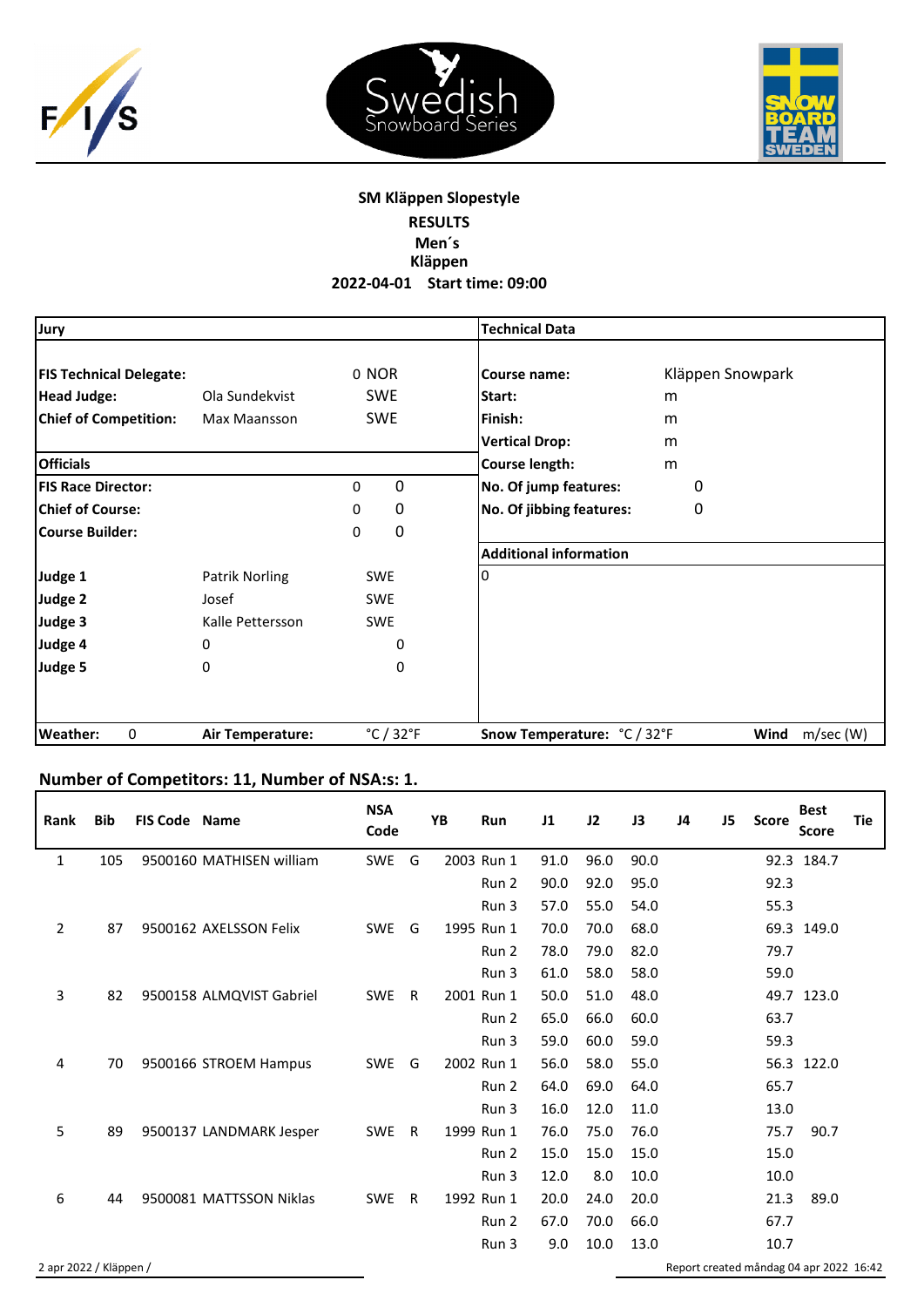## SM Kläppen Slopestyle

**RESULTS**
**Men´s**
**Kläppen**
**2022-04-01 Start time: 09:00**

| Jury | | | | Technical Data | |
|---|---|---|---|---|---|
| **FIS Technical Delegate:** | | 0 NOR | | **Course name:** | Kläppen Snowpark |
| **Head Judge:** | Ola Sundekvist | SWE | | **Start:** | m |
| **Chief of Competition:** | Max Maansson | SWE | | **Finish:** | m |
| | | | | **Vertical Drop:** | m |
| **Officials** | | | | **Course length:** | m |
| **FIS Race Director:** | | 0 | 0 | **No. Of jump features:** | 0 |
| **Chief of Course:** | | 0 | 0 | **No. Of jibbing features:** | 0 |
| **Course Builder:** | | 0 | 0 | | |
| | | | | **Additional information** | |
| **Judge 1** | Patrik Norling | SWE | | 0 | |
| **Judge 2** | Josef | SWE | | | |
| **Judge 3** | Kalle Pettersson | SWE | | | |
| **Judge 4** | 0 | 0 | | | |
| **Judge 5** | 0 | 0 | | | |
| **Weather:** 0 | **Air Temperature:** | °C / 32°F | | **Snow Temperature:** °C / 32°F | **Wind** m/sec (W) |

### Number of Competitors: 11, Number of NSA:s: 1.

| Rank | Bib | FIS Code | Name | NSA Code | | YB | Run | J1 | J2 | J3 | J4 | J5 | Score | Best Score | Tie |
|---|---|---|---|---|---|---|---|---|---|---|---|---|---|---|---|
| 1 | 105 | 9500160 | MATHISEN william | SWE | G | 2003 | Run 1 | 91.0 | 96.0 | 90.0 | | | 92.3 | 184.7 | |
| | | | | | | | Run 2 | 90.0 | 92.0 | 95.0 | | | 92.3 | | |
| | | | | | | | Run 3 | 57.0 | 55.0 | 54.0 | | | 55.3 | | |
| 2 | 87 | 9500162 | AXELSSON Felix | SWE | G | 1995 | Run 1 | 70.0 | 70.0 | 68.0 | | | 69.3 | 149.0 | |
| | | | | | | | Run 2 | 78.0 | 79.0 | 82.0 | | | 79.7 | | |
| | | | | | | | Run 3 | 61.0 | 58.0 | 58.0 | | | 59.0 | | |
| 3 | 82 | 9500158 | ALMQVIST Gabriel | SWE | R | 2001 | Run 1 | 50.0 | 51.0 | 48.0 | | | 49.7 | 123.0 | |
| | | | | | | | Run 2 | 65.0 | 66.0 | 60.0 | | | 63.7 | | |
| | | | | | | | Run 3 | 59.0 | 60.0 | 59.0 | | | 59.3 | | |
| 4 | 70 | 9500166 | STROEM Hampus | SWE | G | 2002 | Run 1 | 56.0 | 58.0 | 55.0 | | | 56.3 | 122.0 | |
| | | | | | | | Run 2 | 64.0 | 69.0 | 64.0 | | | 65.7 | | |
| | | | | | | | Run 3 | 16.0 | 12.0 | 11.0 | | | 13.0 | | |
| 5 | 89 | 9500137 | LANDMARK Jesper | SWE | R | 1999 | Run 1 | 76.0 | 75.0 | 76.0 | | | 75.7 | 90.7 | |
| | | | | | | | Run 2 | 15.0 | 15.0 | 15.0 | | | 15.0 | | |
| | | | | | | | Run 3 | 12.0 | 8.0 | 10.0 | | | 10.0 | | |
| 6 | 44 | 9500081 | MATTSSON Niklas | SWE | R | 1992 | Run 1 | 20.0 | 24.0 | 20.0 | | | 21.3 | 89.0 | |
| | | | | | | | Run 2 | 67.0 | 70.0 | 66.0 | | | 67.7 | | |
| | | | | | | | Run 3 | 9.0 | 10.0 | 13.0 | | | 10.7 | | |

2 apr 2022 / Kläppen /

Report created måndag 04 apr 2022 16:42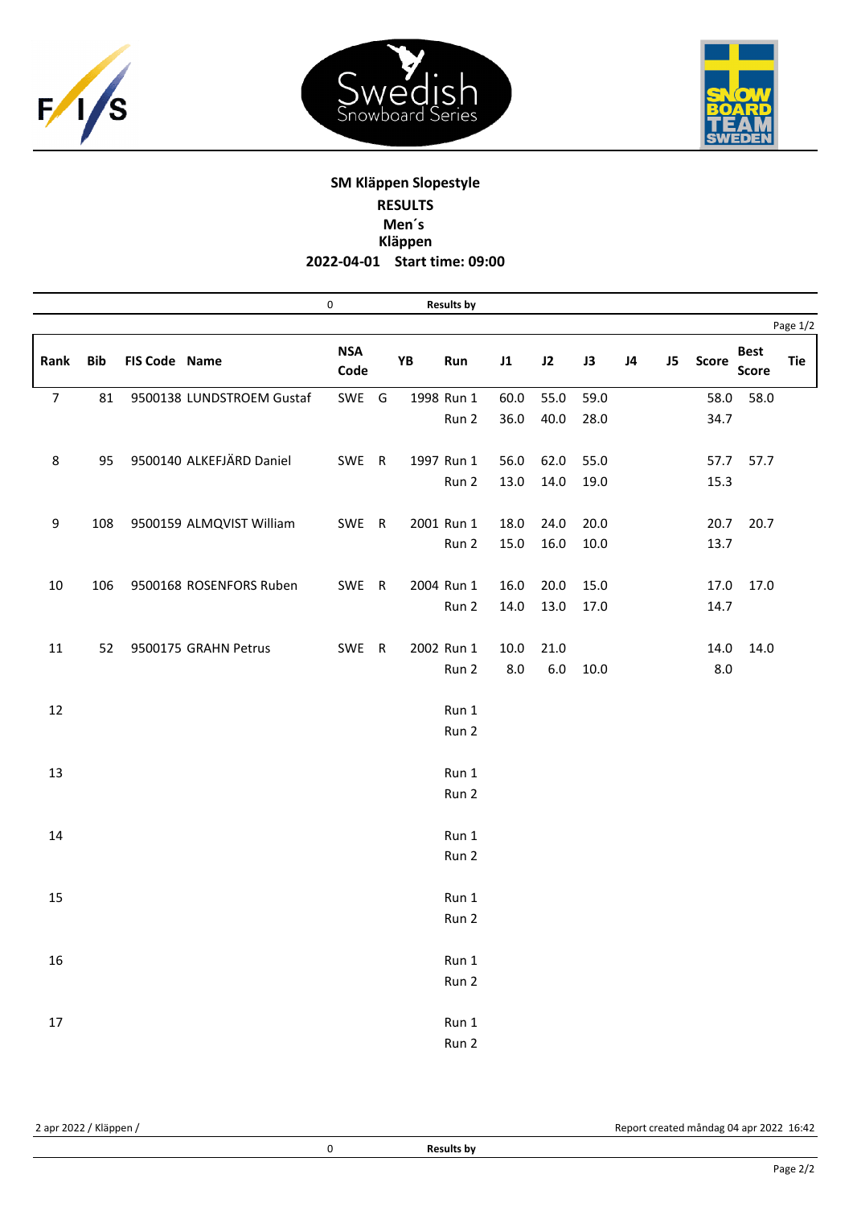## SM Kläppen Slopestyle

**RESULTS**

**Men´s**

**Kläppen**

**2022-04-01 Start time: 09:00**

0 **Results by**

| Rank | Bib | FIS Code | Name | NSA Code | | YB | Run | J1 | J2 | J3 | J4 | J5 | Score | Best Score | Tie |
|---|---|---|---|---|---|---|---|---|---|---|---|---|---|---|---|
| 7 | 81 | 9500138 | LUNDSTROEM Gustaf | SWE | G | 1998 | Run 1 | 60.0 | 55.0 | 59.0 | | | 58.0 | 58.0 | |
| | | | | | | | Run 2 | 36.0 | 40.0 | 28.0 | | | 34.7 | | |
| 8 | 95 | 9500140 | ALKEFJÄRD Daniel | SWE | R | 1997 | Run 1 | 56.0 | 62.0 | 55.0 | | | 57.7 | 57.7 | |
| | | | | | | | Run 2 | 13.0 | 14.0 | 19.0 | | | 15.3 | | |
| 9 | 108 | 9500159 | ALMQVIST William | SWE | R | 2001 | Run 1 | 18.0 | 24.0 | 20.0 | | | 20.7 | 20.7 | |
| | | | | | | | Run 2 | 15.0 | 16.0 | 10.0 | | | 13.7 | | |
| 10 | 106 | 9500168 | ROSENFORS Ruben | SWE | R | 2004 | Run 1 | 16.0 | 20.0 | 15.0 | | | 17.0 | 17.0 | |
| | | | | | | | Run 2 | 14.0 | 13.0 | 17.0 | | | 14.7 | | |
| 11 | 52 | 9500175 | GRAHN Petrus | SWE | R | 2002 | Run 1 | 10.0 | 21.0 | | | | 14.0 | 14.0 | |
| | | | | | | | Run 2 | 8.0 | 6.0 | 10.0 | | | 8.0 | | |
| 12 | | | | | | | Run 1 | | | | | | | | |
| | | | | | | | Run 2 | | | | | | | | |
| 13 | | | | | | | Run 1 | | | | | | | | |
| | | | | | | | Run 2 | | | | | | | | |
| 14 | | | | | | | Run 1 | | | | | | | | |
| | | | | | | | Run 2 | | | | | | | | |
| 15 | | | | | | | Run 1 | | | | | | | | |
| | | | | | | | Run 2 | | | | | | | | |
| 16 | | | | | | | Run 1 | | | | | | | | |
| | | | | | | | Run 2 | | | | | | | | |
| 17 | | | | | | | Run 1 | | | | | | | | |
| | | | | | | | Run 2 | | | | | | | | |

2 apr 2022 / Kläppen / Report created måndag 04 apr 2022 16:42

0 **Results by**